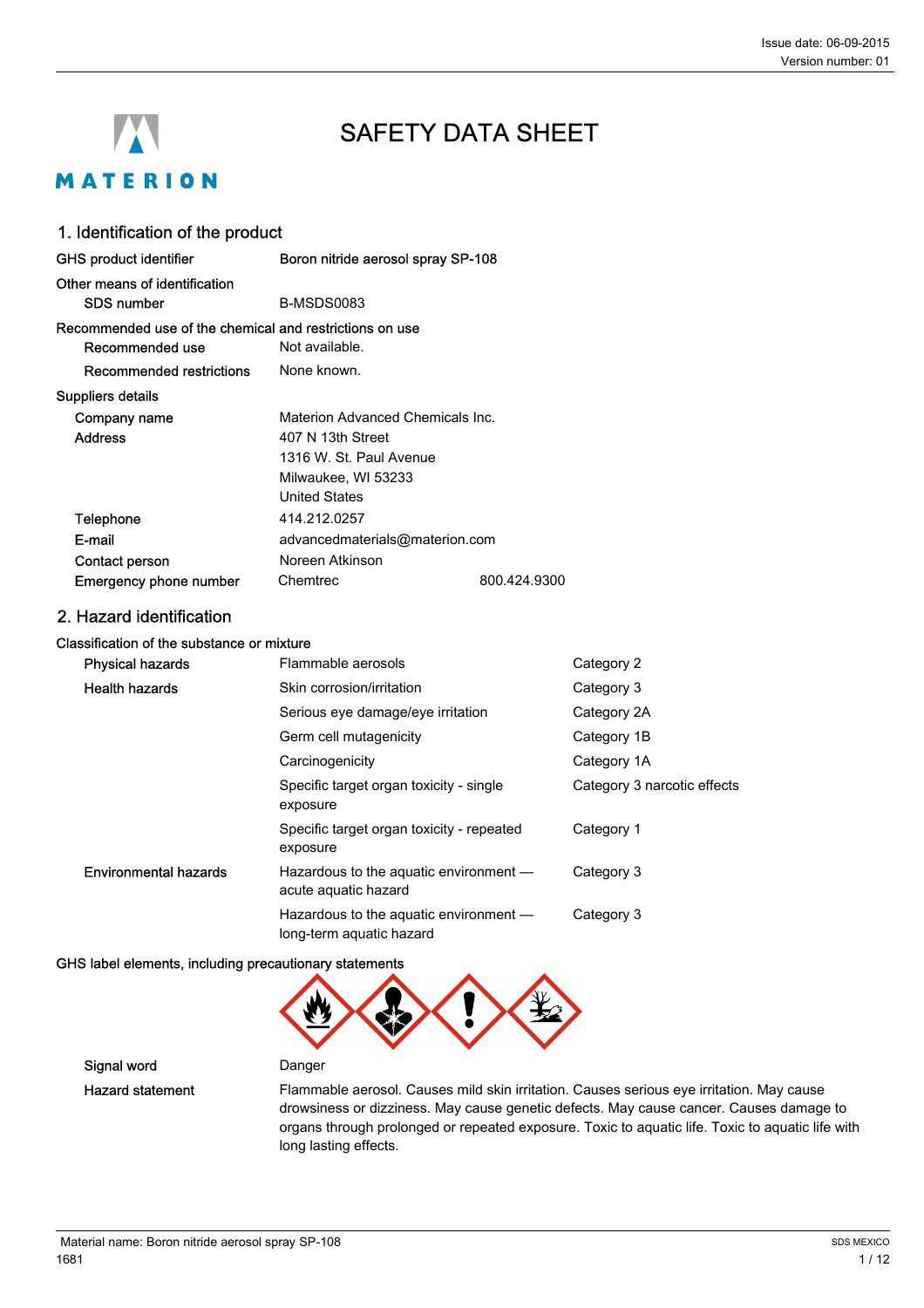Issue date: 06-09-2015
Version number: 01

MATERION

# SAFETY DATA SHEET

## 1. Identification of the product

| | |
|---|---|
| GHS product identifier | Boron nitride aerosol spray SP-108 |
| Other means of identification | |
| SDS number | B-MSDS0083 |
| Recommended use of the chemical and restrictions on use | |
| Recommended use | Not available. |
| Recommended restrictions | None known. |
| Suppliers details | |
| Company name | Materion Advanced Chemicals Inc. |
| Address | 407 N 13th Street<br>1316 W. St. Paul Avenue<br>Milwaukee, WI 53233<br>United States |
| Telephone | 414.212.0257 |
| E-mail | advancedmaterials@materion.com |
| Contact person | Noreen Atkinson |
| Emergency phone number | Chemtrec 800.424.9300 |

## 2. Hazard identification

**Classification of the substance or mixture**

| | | |
|---|---|---|
| Physical hazards | Flammable aerosols | Category 2 |
| Health hazards | Skin corrosion/irritation | Category 3 |
| | Serious eye damage/eye irritation | Category 2A |
| | Germ cell mutagenicity | Category 1B |
| | Carcinogenicity | Category 1A |
| | Specific target organ toxicity - single exposure | Category 3 narcotic effects |
| | Specific target organ toxicity - repeated exposure | Category 1 |
| Environmental hazards | Hazardous to the aquatic environment — acute aquatic hazard | Category 3 |
| | Hazardous to the aquatic environment — long-term aquatic hazard | Category 3 |

**GHS label elements, including precautionary statements**

| | |
|---|---|
| Signal word | Danger |
| Hazard statement | Flammable aerosol. Causes mild skin irritation. Causes serious eye irritation. May cause drowsiness or dizziness. May cause genetic defects. May cause cancer. Causes damage to organs through prolonged or repeated exposure. Toxic to aquatic life. Toxic to aquatic life with long lasting effects. |

Material name: Boron nitride aerosol spray SP-108
1681
SDS MEXICO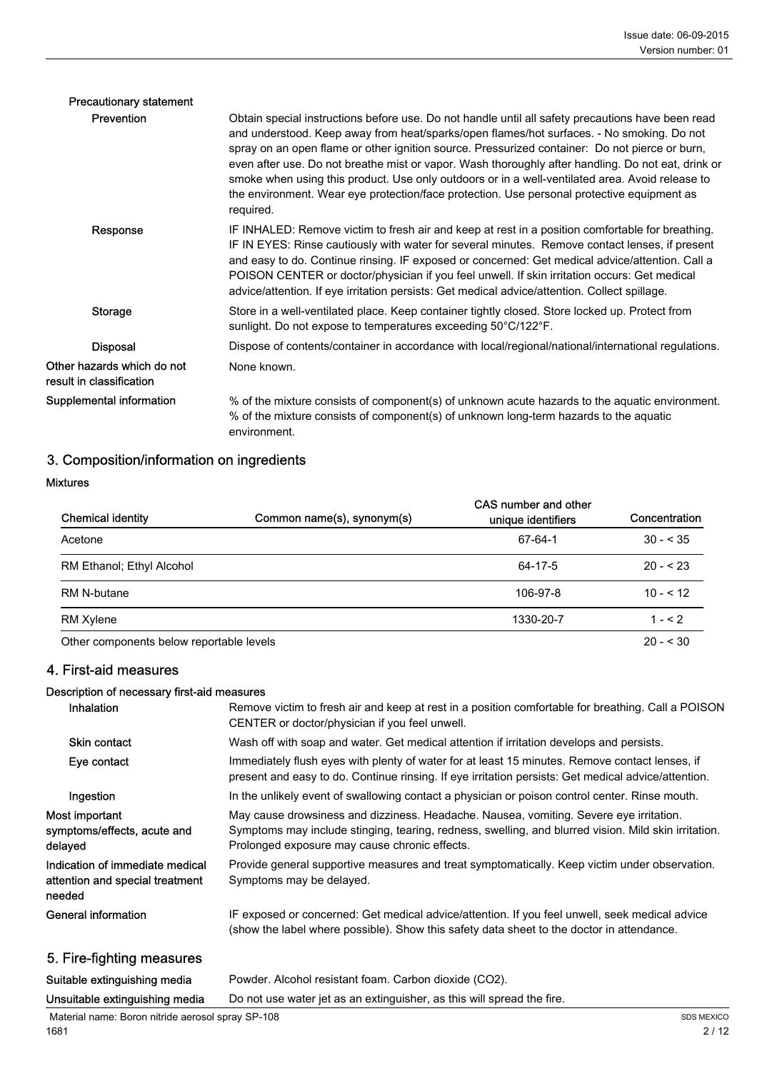**Precautionary statement**

**Prevention**

Obtain special instructions before use. Do not handle until all safety precautions have been read and understood. Keep away from heat/sparks/open flames/hot surfaces. - No smoking. Do not spray on an open flame or other ignition source. Pressurized container: Do not pierce or burn, even after use. Do not breathe mist or vapor. Wash thoroughly after handling. Do not eat, drink or smoke when using this product. Use only outdoors or in a well-ventilated area. Avoid release to the environment. Wear eye protection/face protection. Use personal protective equipment as required.

**Response**

IF INHALED: Remove victim to fresh air and keep at rest in a position comfortable for breathing. IF IN EYES: Rinse cautiously with water for several minutes. Remove contact lenses, if present and easy to do. Continue rinsing. IF exposed or concerned: Get medical advice/attention. Call a POISON CENTER or doctor/physician if you feel unwell. If skin irritation occurs: Get medical advice/attention. If eye irritation persists: Get medical advice/attention. Collect spillage.

**Storage**

Store in a well-ventilated place. Keep container tightly closed. Store locked up. Protect from sunlight. Do not expose to temperatures exceeding 50°C/122°F.

**Disposal**

Dispose of contents/container in accordance with local/regional/national/international regulations.

**Other hazards which do not result in classification**

None known.

**Supplemental information**

% of the mixture consists of component(s) of unknown acute hazards to the aquatic environment. % of the mixture consists of component(s) of unknown long-term hazards to the aquatic environment.

## 3. Composition/information on ingredients

**Mixtures**

| Chemical identity | Common name(s), synonym(s) | CAS number and other unique identifiers | Concentration |
|---|---|---|---|
| Acetone | | 67-64-1 | 30 - < 35 |
| RM Ethanol; Ethyl Alcohol | | 64-17-5 | 20 - < 23 |
| RM N-butane | | 106-97-8 | 10 - < 12 |
| RM Xylene | | 1330-20-7 | 1 - < 2 |
| Other components below reportable levels | | | 20 - < 30 |

## 4. First-aid measures

**Description of necessary first-aid measures**

**Inhalation**

Remove victim to fresh air and keep at rest in a position comfortable for breathing. Call a POISON CENTER or doctor/physician if you feel unwell.

**Skin contact**

Wash off with soap and water. Get medical attention if irritation develops and persists.

**Eye contact**

Immediately flush eyes with plenty of water for at least 15 minutes. Remove contact lenses, if present and easy to do. Continue rinsing. If eye irritation persists: Get medical advice/attention.

**Ingestion**

In the unlikely event of swallowing contact a physician or poison control center. Rinse mouth.

**Most important symptoms/effects, acute and delayed**

May cause drowsiness and dizziness. Headache. Nausea, vomiting. Severe eye irritation. Symptoms may include stinging, tearing, redness, swelling, and blurred vision. Mild skin irritation. Prolonged exposure may cause chronic effects.

**Indication of immediate medical attention and special treatment needed**

Provide general supportive measures and treat symptomatically. Keep victim under observation. Symptoms may be delayed.

**General information**

IF exposed or concerned: Get medical advice/attention. If you feel unwell, seek medical advice (show the label where possible). Show this safety data sheet to the doctor in attendance.

## 5. Fire-fighting measures

**Suitable extinguishing media**

Powder. Alcohol resistant foam. Carbon dioxide ($CO_2$).

**Unsuitable extinguishing media**

Do not use water jet as an extinguisher, as this will spread the fire.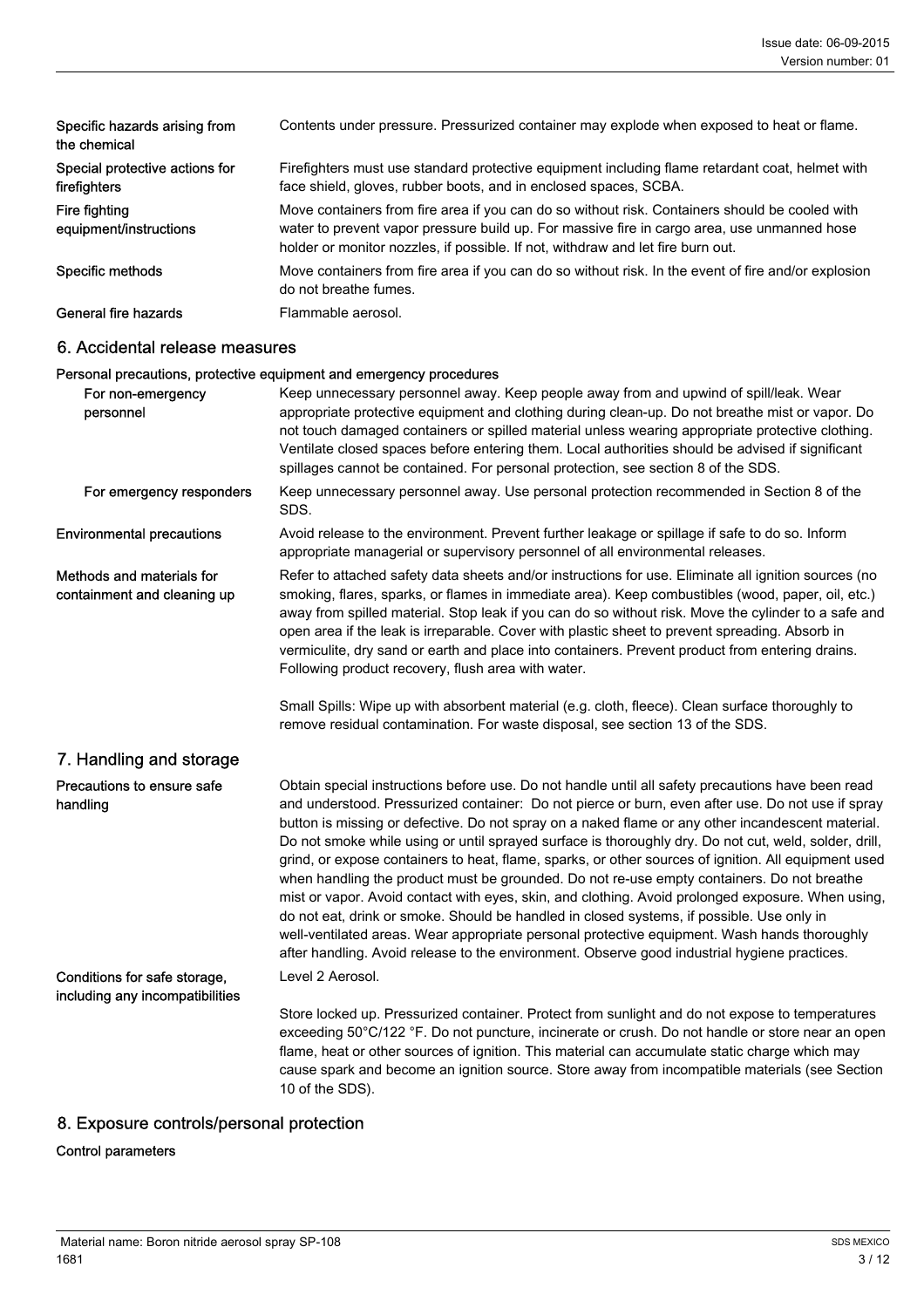| | |
|---|---|
| Specific hazards arising from the chemical | Contents under pressure. Pressurized container may explode when exposed to heat or flame. |
| Special protective actions for firefighters | Firefighters must use standard protective equipment including flame retardant coat, helmet with face shield, gloves, rubber boots, and in enclosed spaces, SCBA. |
| Fire fighting equipment/instructions | Move containers from fire area if you can do so without risk. Containers should be cooled with water to prevent vapor pressure build up. For massive fire in cargo area, use unmanned hose holder or monitor nozzles, if possible. If not, withdraw and let fire burn out. |
| Specific methods | Move containers from fire area if you can do so without risk. In the event of fire and/or explosion do not breathe fumes. |
| General fire hazards | Flammable aerosol. |

## 6. Accidental release measures

**Personal precautions, protective equipment and emergency procedures**

| | |
|---|---|
| For non-emergency personnel | Keep unnecessary personnel away. Keep people away from and upwind of spill/leak. Wear appropriate protective equipment and clothing during clean-up. Do not breathe mist or vapor. Do not touch damaged containers or spilled material unless wearing appropriate protective clothing. Ventilate closed spaces before entering them. Local authorities should be advised if significant spillages cannot be contained. For personal protection, see section 8 of the SDS. |
| For emergency responders | Keep unnecessary personnel away. Use personal protection recommended in Section 8 of the SDS. |
| Environmental precautions | Avoid release to the environment. Prevent further leakage or spillage if safe to do so. Inform appropriate managerial or supervisory personnel of all environmental releases. |
| Methods and materials for containment and cleaning up | Refer to attached safety data sheets and/or instructions for use. Eliminate all ignition sources (no smoking, flares, sparks, or flames in immediate area). Keep combustibles (wood, paper, oil, etc.) away from spilled material. Stop leak if you can do so without risk. Move the cylinder to a safe and open area if the leak is irreparable. Cover with plastic sheet to prevent spreading. Absorb in vermiculite, dry sand or earth and place into containers. Prevent product from entering drains. Following product recovery, flush area with water.<br><br>Small Spills: Wipe up with absorbent material (e.g. cloth, fleece). Clean surface thoroughly to remove residual contamination. For waste disposal, see section 13 of the SDS. |

## 7. Handling and storage

| | |
|---|---|
| Precautions to ensure safe handling | Obtain special instructions before use. Do not handle until all safety precautions have been read and understood. Pressurized container: Do not pierce or burn, even after use. Do not use if spray button is missing or defective. Do not spray on a naked flame or any other incandescent material. Do not smoke while using or until sprayed surface is thoroughly dry. Do not cut, weld, solder, drill, grind, or expose containers to heat, flame, sparks, or other sources of ignition. All equipment used when handling the product must be grounded. Do not re-use empty containers. Do not breathe mist or vapor. Avoid contact with eyes, skin, and clothing. Avoid prolonged exposure. When using, do not eat, drink or smoke. Should be handled in closed systems, if possible. Use only in well-ventilated areas. Wear appropriate personal protective equipment. Wash hands thoroughly after handling. Avoid release to the environment. Observe good industrial hygiene practices. |
| Conditions for safe storage, including any incompatibilities | Level 2 Aerosol.<br><br>Store locked up. Pressurized container. Protect from sunlight and do not expose to temperatures exceeding 50°C/122 °F. Do not puncture, incinerate or crush. Do not handle or store near an open flame, heat or other sources of ignition. This material can accumulate static charge which may cause spark and become an ignition source. Store away from incompatible materials (see Section 10 of the SDS). |

## 8. Exposure controls/personal protection

**Control parameters**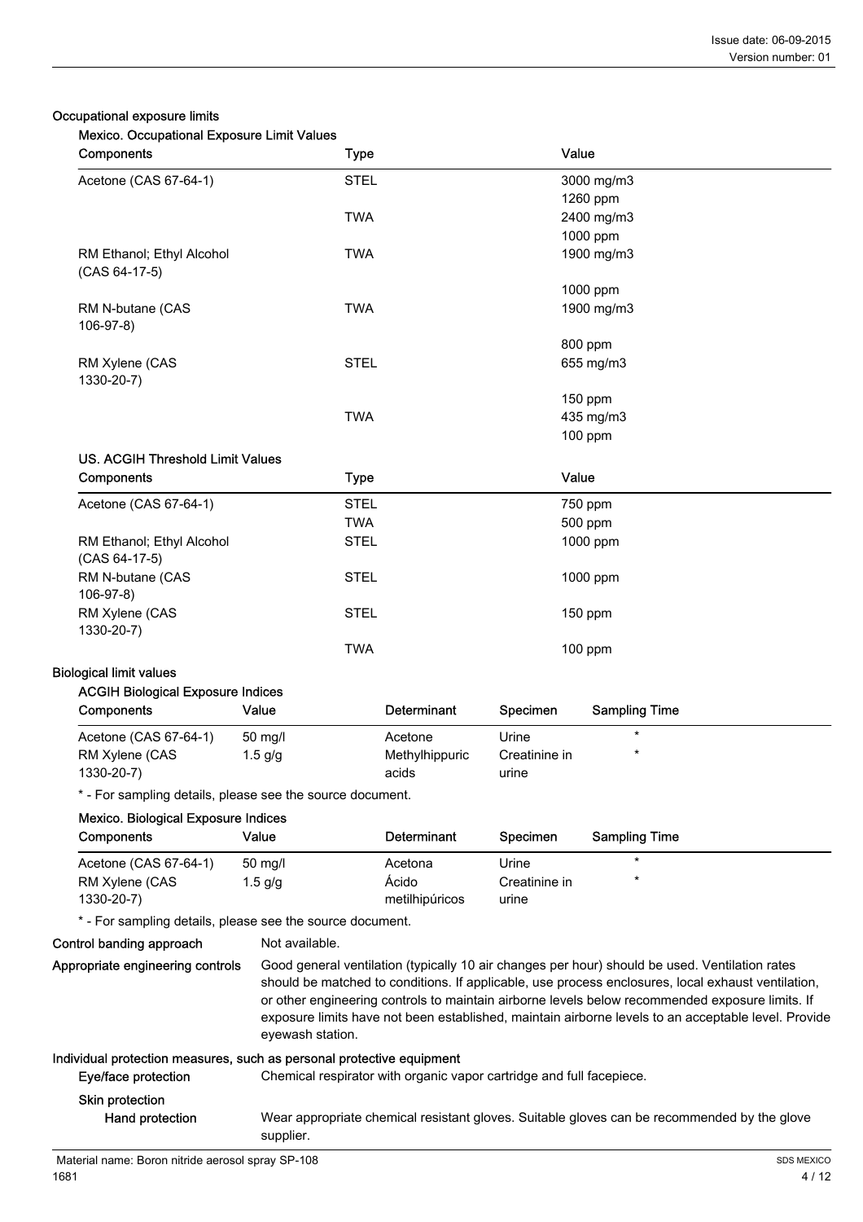## Occupational exposure limits

### Mexico. Occupational Exposure Limit Values

| Components | Type | Value |
|---|---|---|
| Acetone (CAS 67-64-1) | STEL | 3000 mg/m3 |
| | | 1260 ppm |
| | TWA | 2400 mg/m3 |
| | | 1000 ppm |
| RM Ethanol; Ethyl Alcohol (CAS 64-17-5) | TWA | 1900 mg/m3 |
| | | 1000 ppm |
| RM N-butane (CAS 106-97-8) | TWA | 1900 mg/m3 |
| | | 800 ppm |
| RM Xylene (CAS 1330-20-7) | STEL | 655 mg/m3 |
| | | 150 ppm |
| | TWA | 435 mg/m3 |
| | | 100 ppm |

### US. ACGIH Threshold Limit Values

| Components | Type | Value |
|---|---|---|
| Acetone (CAS 67-64-1) | STEL | 750 ppm |
| | TWA | 500 ppm |
| RM Ethanol; Ethyl Alcohol (CAS 64-17-5) | STEL | 1000 ppm |
| RM N-butane (CAS 106-97-8) | STEL | 1000 ppm |
| RM Xylene (CAS 1330-20-7) | STEL | 150 ppm |
| | TWA | 100 ppm |

## Biological limit values

### ACGIH Biological Exposure Indices

| Components | Value | Determinant | Specimen | Sampling Time |
|---|---|---|---|---|
| Acetone (CAS 67-64-1) | 50 mg/l | Acetone | Urine | * |
| RM Xylene (CAS 1330-20-7) | 1.5 g/g | Methylhippuric acids | Creatinine in urine | * |

* - For sampling details, please see the source document.

### Mexico. Biological Exposure Indices

| Components | Value | Determinant | Specimen | Sampling Time |
|---|---|---|---|---|
| Acetone (CAS 67-64-1) | 50 mg/l | Acetona | Urine | * |
| RM Xylene (CAS 1330-20-7) | 1.5 g/g | Ácido metilhipúricos | Creatinine in urine | * |

* - For sampling details, please see the source document.

**Control banding approach** Not available.

**Appropriate engineering controls** Good general ventilation (typically 10 air changes per hour) should be used. Ventilation rates should be matched to conditions. If applicable, use process enclosures, local exhaust ventilation, or other engineering controls to maintain airborne levels below recommended exposure limits. If exposure limits have not been established, maintain airborne levels to an acceptable level. Provide eyewash station.

## Individual protection measures, such as personal protective equipment

**Eye/face protection** Chemical respirator with organic vapor cartridge and full facepiece.

**Skin protection**

**Hand protection** Wear appropriate chemical resistant gloves. Suitable gloves can be recommended by the glove supplier.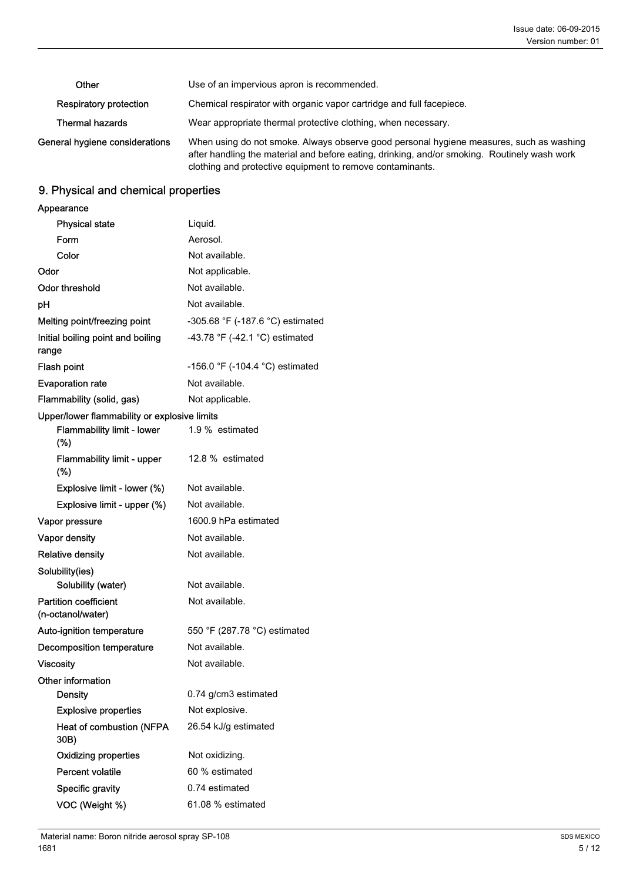| | |
|---|---|
| Other | Use of an impervious apron is recommended. |
| Respiratory protection | Chemical respirator with organic vapor cartridge and full facepiece. |
| Thermal hazards | Wear appropriate thermal protective clothing, when necessary. |
| General hygiene considerations | When using do not smoke. Always observe good personal hygiene measures, such as washing after handling the material and before eating, drinking, and/or smoking. Routinely wash work clothing and protective equipment to remove contaminants. |

## 9. Physical and chemical properties

| | |
|---|---|
| **Appearance** | |
| Physical state | Liquid. |
| Form | Aerosol. |
| Color | Not available. |
| Odor | Not applicable. |
| Odor threshold | Not available. |
| pH | Not available. |
| Melting point/freezing point | -305.68 °F (-187.6 °C) estimated |
| Initial boiling point and boiling range | -43.78 °F (-42.1 °C) estimated |
| Flash point | -156.0 °F (-104.4 °C) estimated |
| Evaporation rate | Not available. |
| Flammability (solid, gas) | Not applicable. |
| **Upper/lower flammability or explosive limits** | |
| Flammability limit - lower (%) | 1.9 % estimated |
| Flammability limit - upper (%) | 12.8 % estimated |
| Explosive limit - lower (%) | Not available. |
| Explosive limit - upper (%) | Not available. |
| Vapor pressure | 1600.9 hPa estimated |
| Vapor density | Not available. |
| Relative density | Not available. |
| **Solubility(ies)** | |
| Solubility (water) | Not available. |
| Partition coefficient (n-octanol/water) | Not available. |
| Auto-ignition temperature | 550 °F (287.78 °C) estimated |
| Decomposition temperature | Not available. |
| Viscosity | Not available. |
| **Other information** | |
| Density | 0.74 g/cm3 estimated |
| Explosive properties | Not explosive. |
| Heat of combustion (NFPA 30B) | 26.54 kJ/g estimated |
| Oxidizing properties | Not oxidizing. |
| Percent volatile | 60 % estimated |
| Specific gravity | 0.74 estimated |
| VOC (Weight %) | 61.08 % estimated |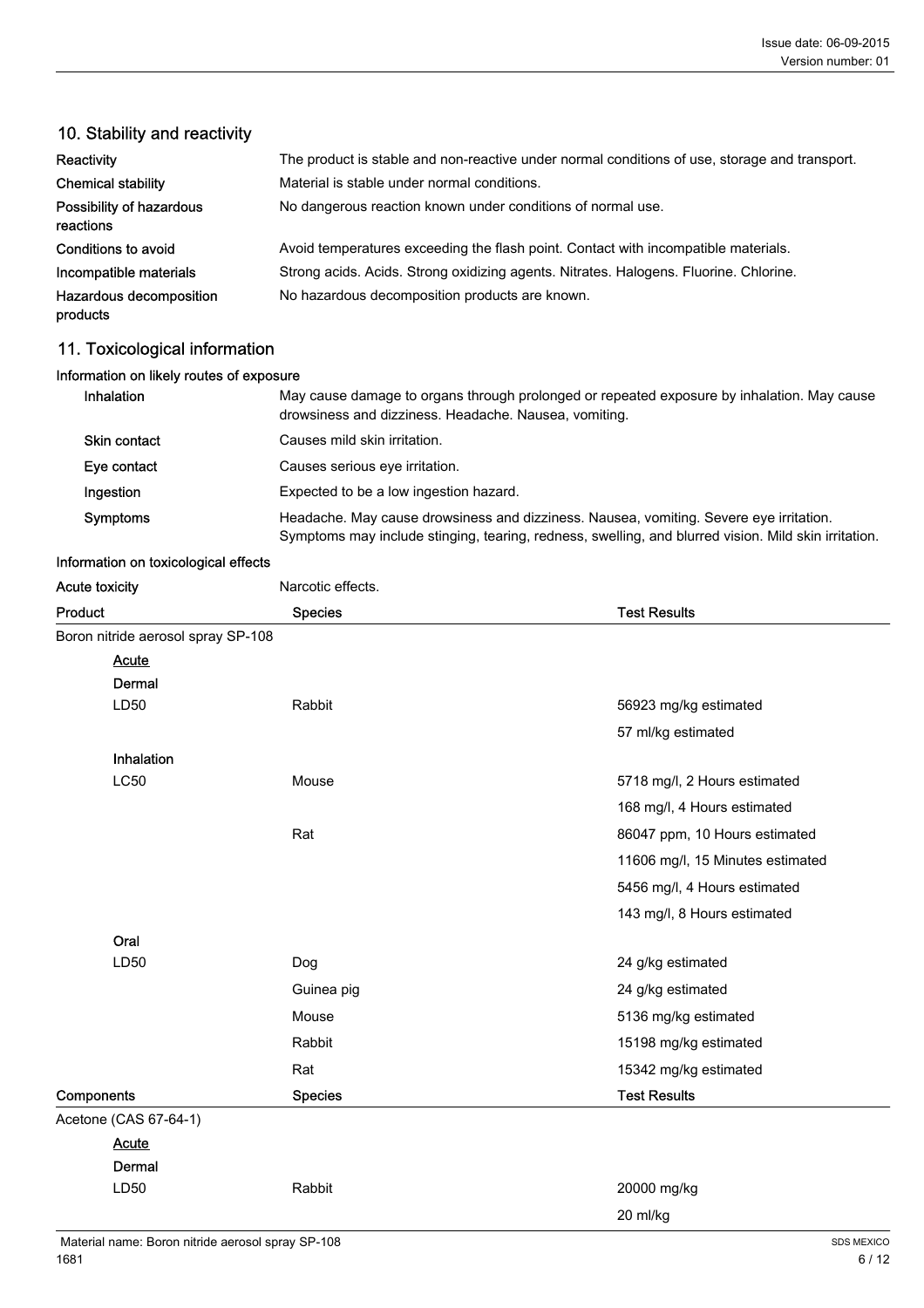## 10. Stability and reactivity

| | |
|---|---|
| **Reactivity** | The product is stable and non-reactive under normal conditions of use, storage and transport. |
| **Chemical stability** | Material is stable under normal conditions. |
| **Possibility of hazardous reactions** | No dangerous reaction known under conditions of normal use. |
| **Conditions to avoid** | Avoid temperatures exceeding the flash point. Contact with incompatible materials. |
| **Incompatible materials** | Strong acids. Acids. Strong oxidizing agents. Nitrates. Halogens. Fluorine. Chlorine. |
| **Hazardous decomposition products** | No hazardous decomposition products are known. |

## 11. Toxicological information

**Information on likely routes of exposure**

| | |
|---|---|
| **Inhalation** | May cause damage to organs through prolonged or repeated exposure by inhalation. May cause drowsiness and dizziness. Headache. Nausea, vomiting. |
| **Skin contact** | Causes mild skin irritation. |
| **Eye contact** | Causes serious eye irritation. |
| **Ingestion** | Expected to be a low ingestion hazard. |
| **Symptoms** | Headache. May cause drowsiness and dizziness. Nausea, vomiting. Severe eye irritation. Symptoms may include stinging, tearing, redness, swelling, and blurred vision. Mild skin irritation. |

**Information on toxicological effects**

**Acute toxicity** Narcotic effects.

| Product | Species | Test Results |
|---|---|---|
| Boron nitride aerosol spray SP-108 | | |
| ***Acute*** | | |
| **Dermal** | | |
| LD50 | Rabbit | 56923 mg/kg estimated |
| | | 57 ml/kg estimated |
| **Inhalation** | | |
| LC50 | Mouse | 5718 mg/l, 2 Hours estimated |
| | | 168 mg/l, 4 Hours estimated |
| | Rat | 86047 ppm, 10 Hours estimated |
| | | 11606 mg/l, 15 Minutes estimated |
| | | 5456 mg/l, 4 Hours estimated |
| | | 143 mg/l, 8 Hours estimated |
| **Oral** | | |
| LD50 | Dog | 24 g/kg estimated |
| | Guinea pig | 24 g/kg estimated |
| | Mouse | 5136 mg/kg estimated |
| | Rabbit | 15198 mg/kg estimated |
| | Rat | 15342 mg/kg estimated |

| Components | Species | Test Results |
|---|---|---|
| Acetone (CAS 67-64-1) | | |
| ***Acute*** | | |
| **Dermal** | | |
| LD50 | Rabbit | 20000 mg/kg |
| | | 20 ml/kg |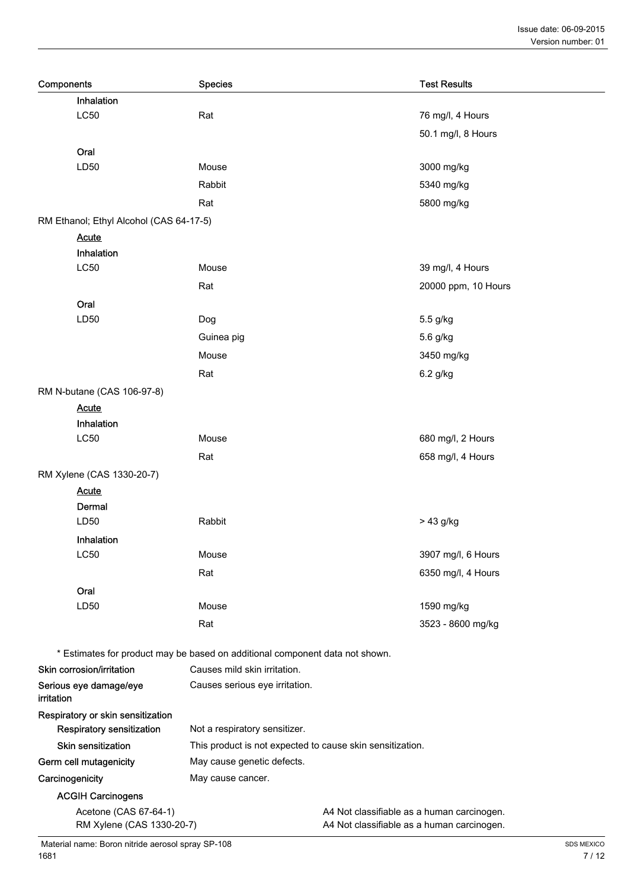| Components | Species | Test Results |
|---|---|---|
| Inhalation | | |
| LC50 | Rat | 76 mg/l, 4 Hours |
| | | 50.1 mg/l, 8 Hours |
| Oral | | |
| LD50 | Mouse | 3000 mg/kg |
| | Rabbit | 5340 mg/kg |
| | Rat | 5800 mg/kg |
| RM Ethanol; Ethyl Alcohol (CAS 64-17-5) | | |
| Acute | | |
| Inhalation | | |
| LC50 | Mouse | 39 mg/l, 4 Hours |
| | Rat | 20000 ppm, 10 Hours |
| Oral | | |
| LD50 | Dog | 5.5 g/kg |
| | Guinea pig | 5.6 g/kg |
| | Mouse | 3450 mg/kg |
| | Rat | 6.2 g/kg |
| RM N-butane (CAS 106-97-8) | | |
| Acute | | |
| Inhalation | | |
| LC50 | Mouse | 680 mg/l, 2 Hours |
| | Rat | 658 mg/l, 4 Hours |
| RM Xylene (CAS 1330-20-7) | | |
| Acute | | |
| Dermal | | |
| LD50 | Rabbit | > 43 g/kg |
| Inhalation | | |
| LC50 | Mouse | 3907 mg/l, 6 Hours |
| | Rat | 6350 mg/l, 4 Hours |
| Oral | | |
| LD50 | Mouse | 1590 mg/kg |
| | Rat | 3523 - 8600 mg/kg |

* Estimates for product may be based on additional component data not shown.

**Skin corrosion/irritation** Causes mild skin irritation.

**Serious eye damage/eye irritation** Causes serious eye irritation.

**Respiratory or skin sensitization**

**Respiratory sensitization** Not a respiratory sensitizer.

**Skin sensitization** This product is not expected to cause skin sensitization.

**Germ cell mutagenicity** May cause genetic defects.

**Carcinogenicity** May cause cancer.

**ACGIH Carcinogens**

| | |
|---|---|
| Acetone (CAS 67-64-1) | A4 Not classifiable as a human carcinogen. |
| RM Xylene (CAS 1330-20-7) | A4 Not classifiable as a human carcinogen. |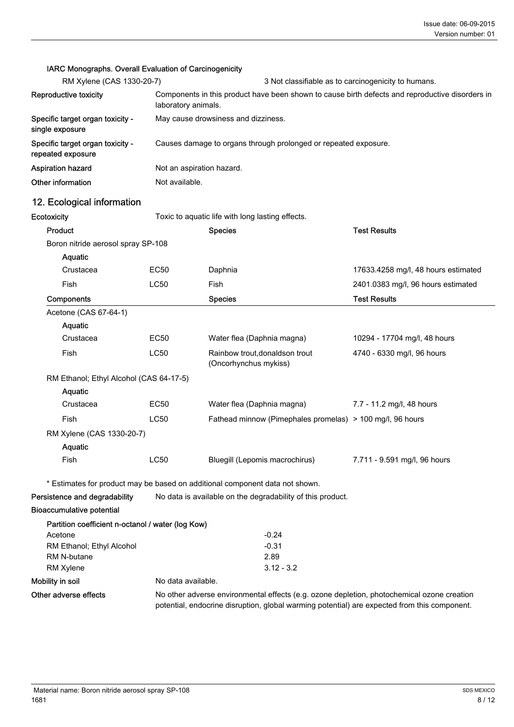**IARC Monographs. Overall Evaluation of Carcinogenicity**

| | |
|---|---|
| RM Xylene (CAS 1330-20-7) | 3 Not classifiable as to carcinogenicity to humans. |

| | |
|---|---|
| **Reproductive toxicity** | Components in this product have been shown to cause birth defects and reproductive disorders in laboratory animals. |
| **Specific target organ toxicity - single exposure** | May cause drowsiness and dizziness. |
| **Specific target organ toxicity - repeated exposure** | Causes damage to organs through prolonged or repeated exposure. |
| **Aspiration hazard** | Not an aspiration hazard. |
| **Other information** | Not available. |

## 12. Ecological information

**Ecotoxicity** Toxic to aquatic life with long lasting effects.

| Product | | Species | Test Results |
|---|---|---|---|
| Boron nitride aerosol spray SP-108 | | | |
| **Aquatic** | | | |
| Crustacea | EC50 | Daphnia | 17633.4258 mg/l, 48 hours estimated |
| Fish | LC50 | Fish | 2401.0383 mg/l, 96 hours estimated |

| Components | | Species | Test Results |
|---|---|---|---|
| Acetone (CAS 67-64-1) | | | |
| **Aquatic** | | | |
| Crustacea | EC50 | Water flea (Daphnia magna) | 10294 - 17704 mg/l, 48 hours |
| Fish | LC50 | Rainbow trout,donaldson trout (Oncorhynchus mykiss) | 4740 - 6330 mg/l, 96 hours |
| RM Ethanol; Ethyl Alcohol (CAS 64-17-5) | | | |
| **Aquatic** | | | |
| Crustacea | EC50 | Water flea (Daphnia magna) | 7.7 - 11.2 mg/l, 48 hours |
| Fish | LC50 | Fathead minnow (Pimephales promelas) | > 100 mg/l, 96 hours |
| RM Xylene (CAS 1330-20-7) | | | |
| **Aquatic** | | | |
| Fish | LC50 | Bluegill (Lepomis macrochirus) | 7.711 - 9.591 mg/l, 96 hours |

* Estimates for product may be based on additional component data not shown.

**Persistence and degradability** No data is available on the degradability of this product.

**Bioaccumulative potential**

**Partition coefficient n-octanol / water (log Kow)**

| | |
|---|---|
| Acetone | -0.24 |
| RM Ethanol; Ethyl Alcohol | -0.31 |
| RM N-butane | 2.89 |
| RM Xylene | 3.12 - 3.2 |

| | |
|---|---|
| **Mobility in soil** | No data available. |
| **Other adverse effects** | No other adverse environmental effects (e.g. ozone depletion, photochemical ozone creation potential, endocrine disruption, global warming potential) are expected from this component. |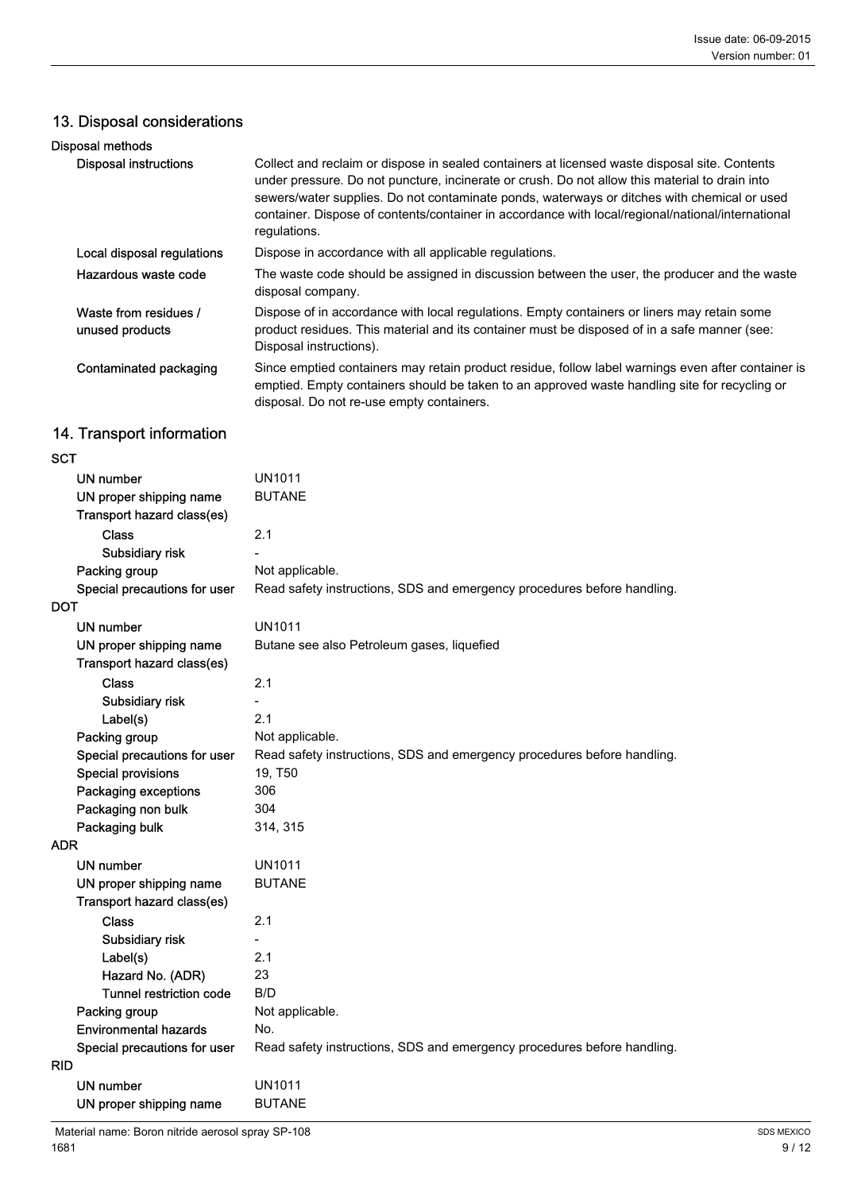## 13. Disposal considerations

### Disposal methods

| | |
|---|---|
| **Disposal instructions** | Collect and reclaim or dispose in sealed containers at licensed waste disposal site. Contents under pressure. Do not puncture, incinerate or crush. Do not allow this material to drain into sewers/water supplies. Do not contaminate ponds, waterways or ditches with chemical or used container. Dispose of contents/container in accordance with local/regional/national/international regulations. |
| **Local disposal regulations** | Dispose in accordance with all applicable regulations. |
| **Hazardous waste code** | The waste code should be assigned in discussion between the user, the producer and the waste disposal company. |
| **Waste from residues / unused products** | Dispose of in accordance with local regulations. Empty containers or liners may retain some product residues. This material and its container must be disposed of in a safe manner (see: Disposal instructions). |
| **Contaminated packaging** | Since emptied containers may retain product residue, follow label warnings even after container is emptied. Empty containers should be taken to an approved waste handling site for recycling or disposal. Do not re-use empty containers. |

## 14. Transport information

### SCT

| | |
|---|---|
| **UN number** | UN1011 |
| **UN proper shipping name** | BUTANE |
| **Transport hazard class(es)** | |
| **Class** | 2.1 |
| **Subsidiary risk** | - |
| **Packing group** | Not applicable. |
| **Special precautions for user** | Read safety instructions, SDS and emergency procedures before handling. |

### DOT

| | |
|---|---|
| **UN number** | UN1011 |
| **UN proper shipping name** | Butane see also Petroleum gases, liquefied |
| **Transport hazard class(es)** | |
| **Class** | 2.1 |
| **Subsidiary risk** | - |
| **Label(s)** | 2.1 |
| **Packing group** | Not applicable. |
| **Special precautions for user** | Read safety instructions, SDS and emergency procedures before handling. |
| **Special provisions** | 19, T50 |
| **Packaging exceptions** | 306 |
| **Packaging non bulk** | 304 |
| **Packaging bulk** | 314, 315 |

### ADR

| | |
|---|---|
| **UN number** | UN1011 |
| **UN proper shipping name** | BUTANE |
| **Transport hazard class(es)** | |
| **Class** | 2.1 |
| **Subsidiary risk** | - |
| **Label(s)** | 2.1 |
| **Hazard No. (ADR)** | 23 |
| **Tunnel restriction code** | B/D |
| **Packing group** | Not applicable. |
| **Environmental hazards** | No. |
| **Special precautions for user** | Read safety instructions, SDS and emergency procedures before handling. |

### RID

| | |
|---|---|
| **UN number** | UN1011 |
| **UN proper shipping name** | BUTANE |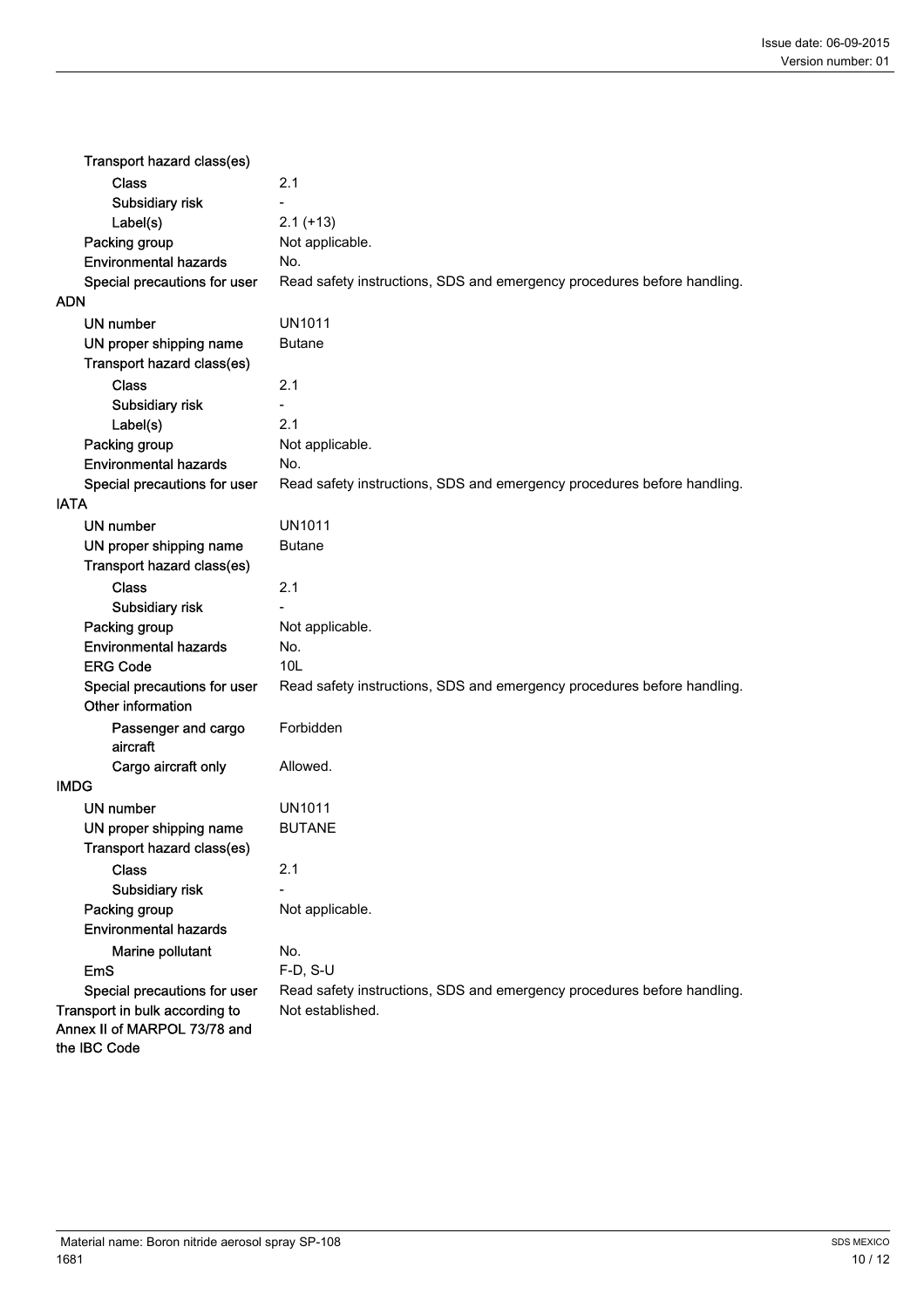Transport hazard class(es)

| | |
|---|---|
| Class | 2.1 |
| Subsidiary risk | - |
| Label(s) | 2.1 (+13) |
| Packing group | Not applicable. |
| Environmental hazards | No. |
| Special precautions for user | Read safety instructions, SDS and emergency procedures before handling. |

**ADN**

| | |
|---|---|
| UN number | UN1011 |
| UN proper shipping name | Butane |
| Transport hazard class(es) | |
| Class | 2.1 |
| Subsidiary risk | - |
| Label(s) | 2.1 |
| Packing group | Not applicable. |
| Environmental hazards | No. |
| Special precautions for user | Read safety instructions, SDS and emergency procedures before handling. |

**IATA**

| | |
|---|---|
| UN number | UN1011 |
| UN proper shipping name | Butane |
| Transport hazard class(es) | |
| Class | 2.1 |
| Subsidiary risk | - |
| Packing group | Not applicable. |
| Environmental hazards | No. |
| ERG Code | 10L |
| Special precautions for user | Read safety instructions, SDS and emergency procedures before handling. |
| Other information | |
| Passenger and cargo aircraft | Forbidden |
| Cargo aircraft only | Allowed. |

**IMDG**

| | |
|---|---|
| UN number | UN1011 |
| UN proper shipping name | BUTANE |
| Transport hazard class(es) | |
| Class | 2.1 |
| Subsidiary risk | - |
| Packing group | Not applicable. |
| Environmental hazards | |
| Marine pollutant | No. |
| EmS | F-D, S-U |
| Special precautions for user | Read safety instructions, SDS and emergency procedures before handling. |

| | |
|---|---|
| Transport in bulk according to Annex II of MARPOL 73/78 and the IBC Code | Not established. |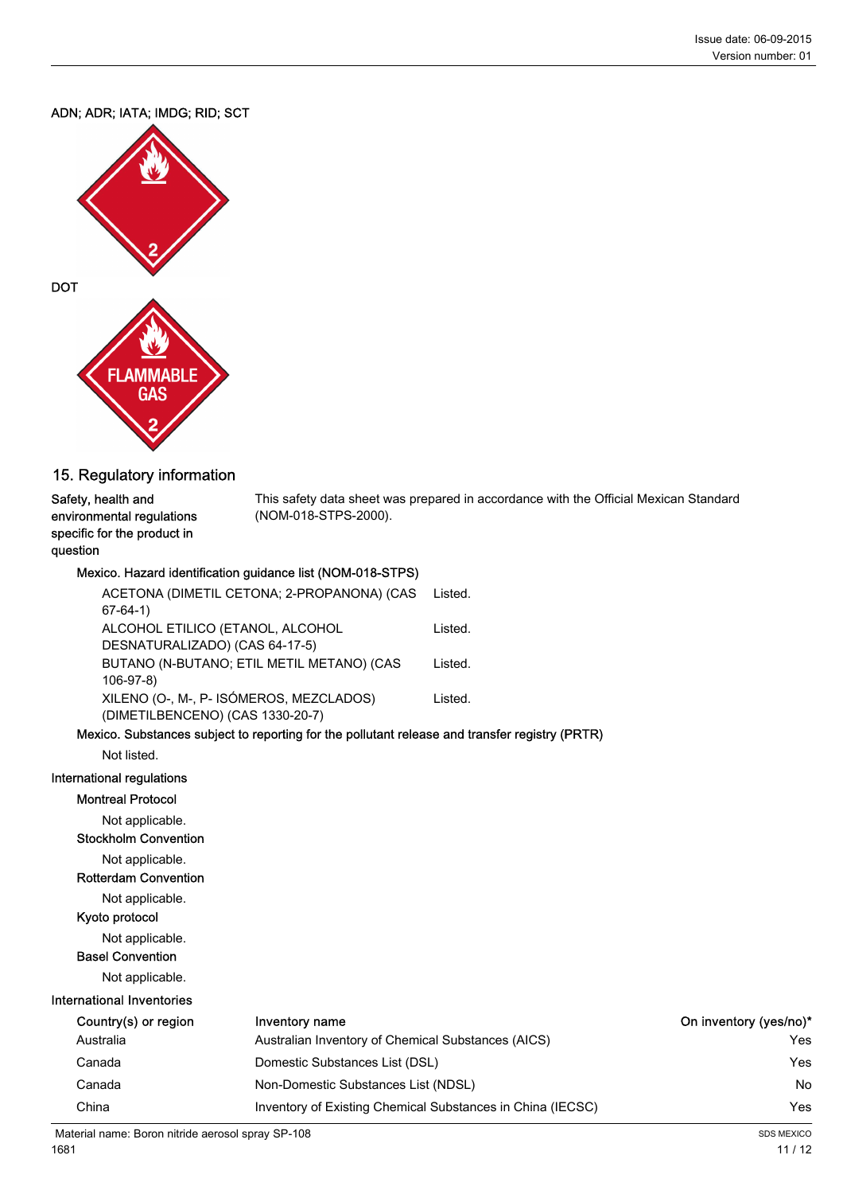ADN; ADR; IATA; IMDG; RID; SCT

DOT

## 15. Regulatory information

**Safety, health and environmental regulations specific for the product in question**

This safety data sheet was prepared in accordance with the Official Mexican Standard (NOM-018-STPS-2000).

**Mexico. Hazard identification guidance list (NOM-018-STPS)**

| | |
|---|---|
| ACETONA (DIMETIL CETONA; 2-PROPANONA) (CAS 67-64-1) | Listed. |
| ALCOHOL ETILICO (ETANOL, ALCOHOL DESNATURALIZADO) (CAS 64-17-5) | Listed. |
| BUTANO (N-BUTANO; ETIL METIL METANO) (CAS 106-97-8) | Listed. |
| XILENO (O-, M-, P- ISÓMEROS, MEZCLADOS) (DIMETILBENCENO) (CAS 1330-20-7) | Listed. |

**Mexico. Substances subject to reporting for the pollutant release and transfer registry (PRTR)**

Not listed.

**International regulations**

**Montreal Protocol**

Not applicable.

**Stockholm Convention**

Not applicable.

**Rotterdam Convention**

Not applicable.

**Kyoto protocol**

Not applicable.

**Basel Convention**

Not applicable.

**International Inventories**

| Country(s) or region | Inventory name | On inventory (yes/no)* |
|---|---|---|
| Australia | Australian Inventory of Chemical Substances (AICS) | Yes |
| Canada | Domestic Substances List (DSL) | Yes |
| Canada | Non-Domestic Substances List (NDSL) | No |
| China | Inventory of Existing Chemical Substances in China (IECSC) | Yes |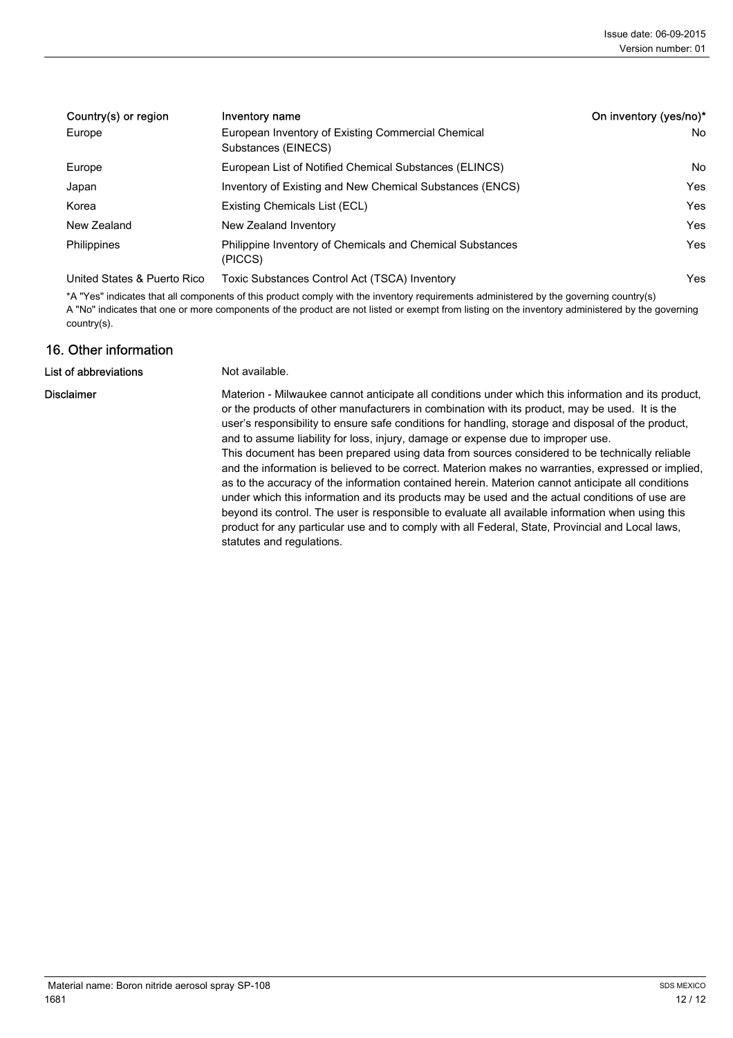| Country(s) or region | Inventory name | On inventory (yes/no)* |
|---|---|---|
| Europe | European Inventory of Existing Commercial Chemical Substances (EINECS) | No |
| Europe | European List of Notified Chemical Substances (ELINCS) | No |
| Japan | Inventory of Existing and New Chemical Substances (ENCS) | Yes |
| Korea | Existing Chemicals List (ECL) | Yes |
| New Zealand | New Zealand Inventory | Yes |
| Philippines | Philippine Inventory of Chemicals and Chemical Substances (PICCS) | Yes |
| United States & Puerto Rico | Toxic Substances Control Act (TSCA) Inventory | Yes |

*A "Yes" indicates that all components of this product comply with the inventory requirements administered by the governing country(s)
A "No" indicates that one or more components of the product are not listed or exempt from listing on the inventory administered by the governing country(s).

## 16. Other information

**List of abbreviations** Not available.

**Disclaimer** Materion - Milwaukee cannot anticipate all conditions under which this information and its product, or the products of other manufacturers in combination with its product, may be used. It is the user's responsibility to ensure safe conditions for handling, storage and disposal of the product, and to assume liability for loss, injury, damage or expense due to improper use.
This document has been prepared using data from sources considered to be technically reliable and the information is believed to be correct. Materion makes no warranties, expressed or implied, as to the accuracy of the information contained herein. Materion cannot anticipate all conditions under which this information and its products may be used and the actual conditions of use are beyond its control. The user is responsible to evaluate all available information when using this product for any particular use and to comply with all Federal, State, Provincial and Local laws, statutes and regulations.